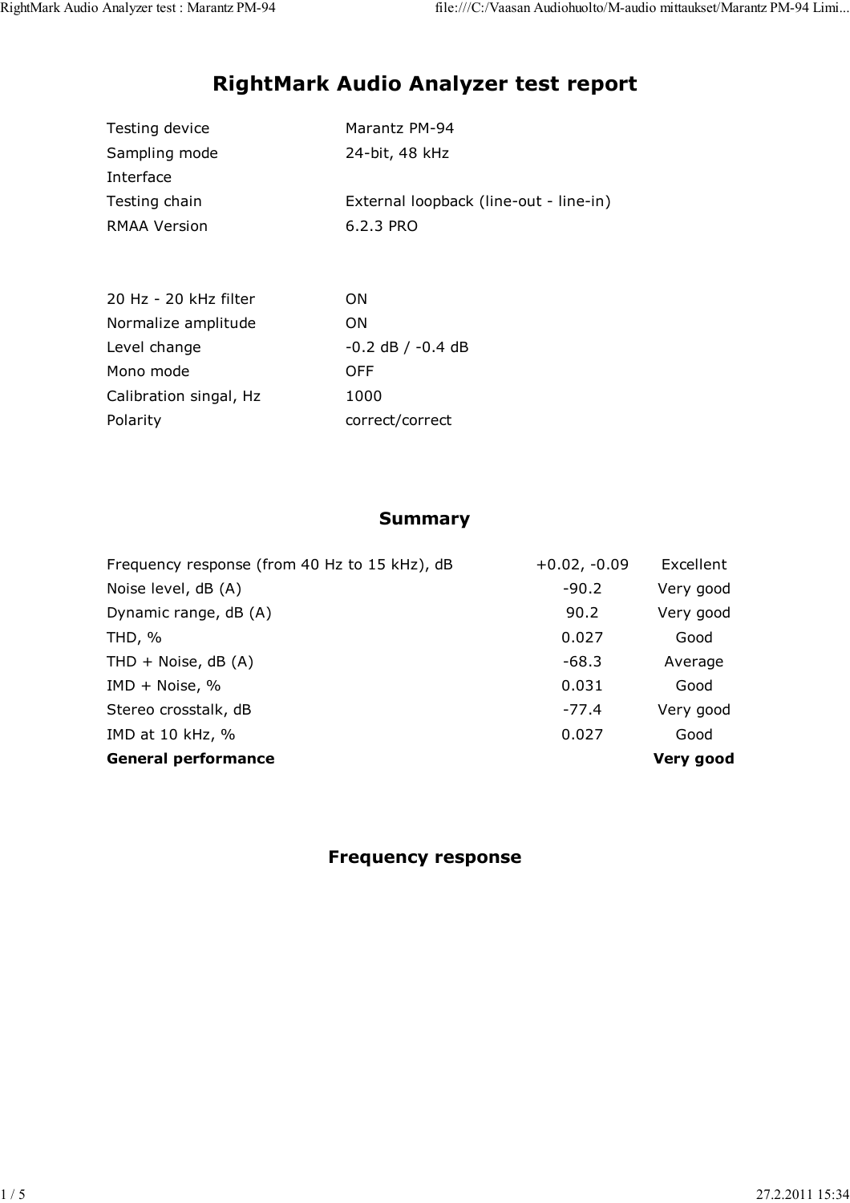# RightMark Audio Analyzer test report

| | |
|---|---|
| Testing device | Marantz PM-94 |
| Sampling mode | 24-bit, 48 kHz |
| Interface | |
| Testing chain | External loopback (line-out - line-in) |
| RMAA Version | 6.2.3 PRO |

| | |
|---|---|
| 20 Hz - 20 kHz filter | ON |
| Normalize amplitude | ON |
| Level change | -0.2 dB / -0.4 dB |
| Mono mode | OFF |
| Calibration singal, Hz | 1000 |
| Polarity | correct/correct |

## Summary

| | | |
|---|---|---|
| Frequency response (from 40 Hz to 15 kHz), dB | +0.02, -0.09 | Excellent |
| Noise level, dB (A) | -90.2 | Very good |
| Dynamic range, dB (A) | 90.2 | Very good |
| THD, % | 0.027 | Good |
| THD + Noise, dB (A) | -68.3 | Average |
| IMD + Noise, % | 0.031 | Good |
| Stereo crosstalk, dB | -77.4 | Very good |
| IMD at 10 kHz, % | 0.027 | Good |
| **General performance** | | **Very good** |

## Frequency response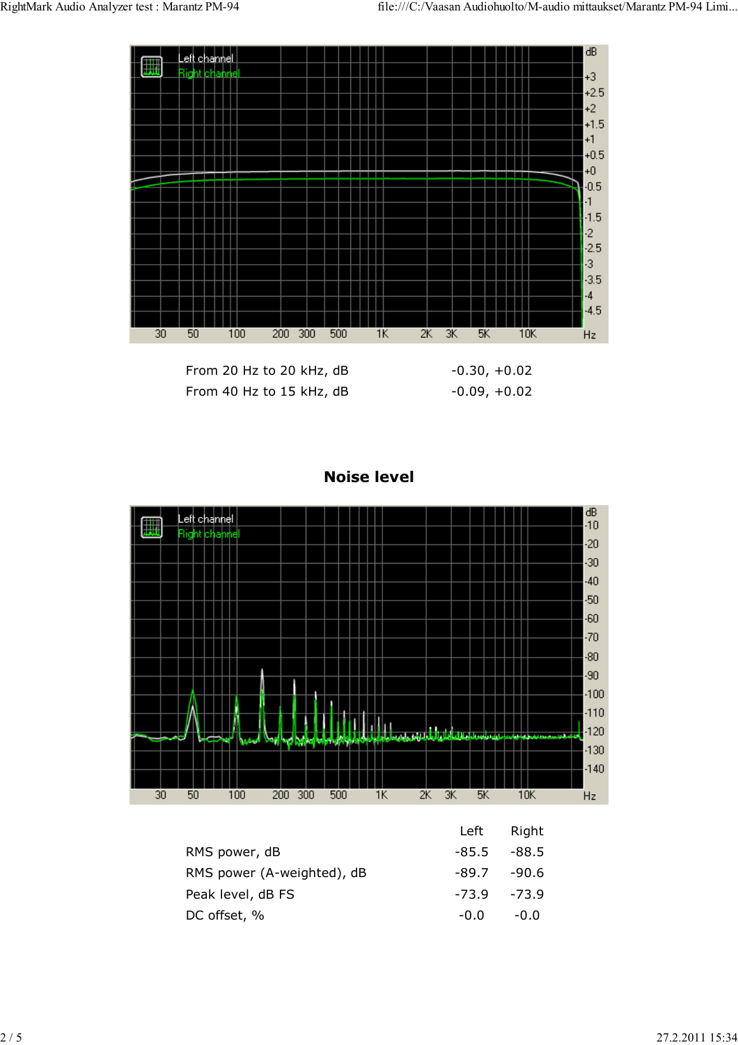| | |
|---|---|
| From 20 Hz to 20 kHz, dB | -0.30, +0.02 |
| From 40 Hz to 15 kHz, dB | -0.09, +0.02 |

## Noise level

| | Left | Right |
|---|---|---|
| RMS power, dB | -85.5 | -88.5 |
| RMS power (A-weighted), dB | -89.7 | -90.6 |
| Peak level, dB FS | -73.9 | -73.9 |
| DC offset, % | -0.0 | -0.0 |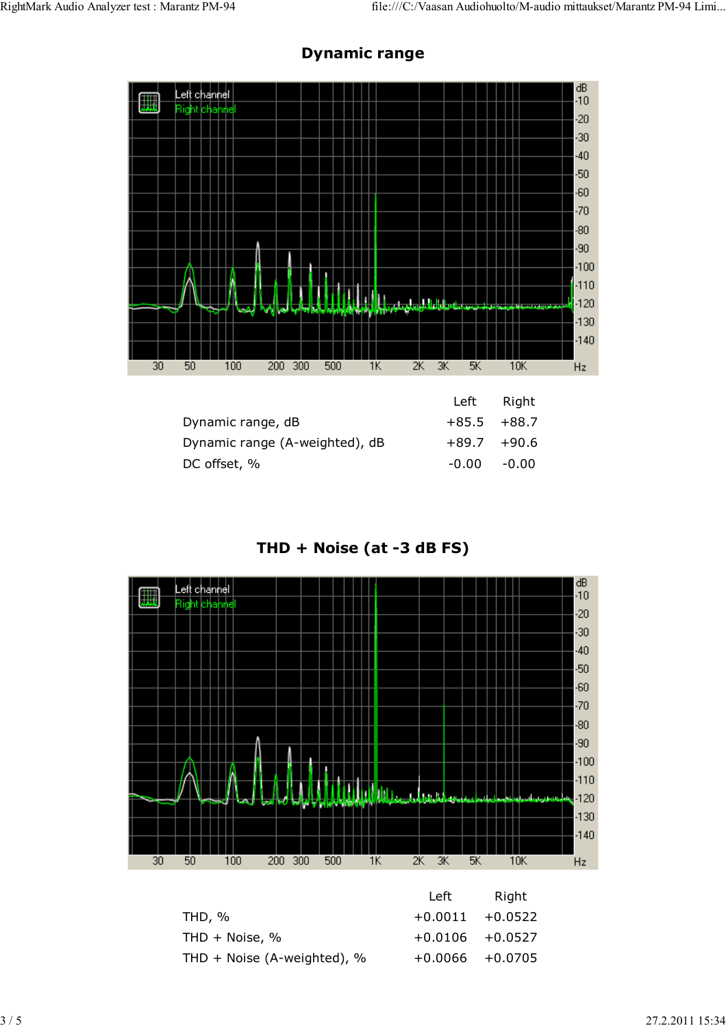## Dynamic range

| | Left | Right |
|---|---|---|
| Dynamic range, dB | +85.5 | +88.7 |
| Dynamic range (A-weighted), dB | +89.7 | +90.6 |
| DC offset, % | -0.00 | -0.00 |

## THD + Noise (at -3 dB FS)

| | Left | Right |
|---|---|---|
| THD, % | +0.0011 | +0.0522 |
| THD + Noise, % | +0.0106 | +0.0527 |
| THD + Noise (A-weighted), % | +0.0066 | +0.0705 |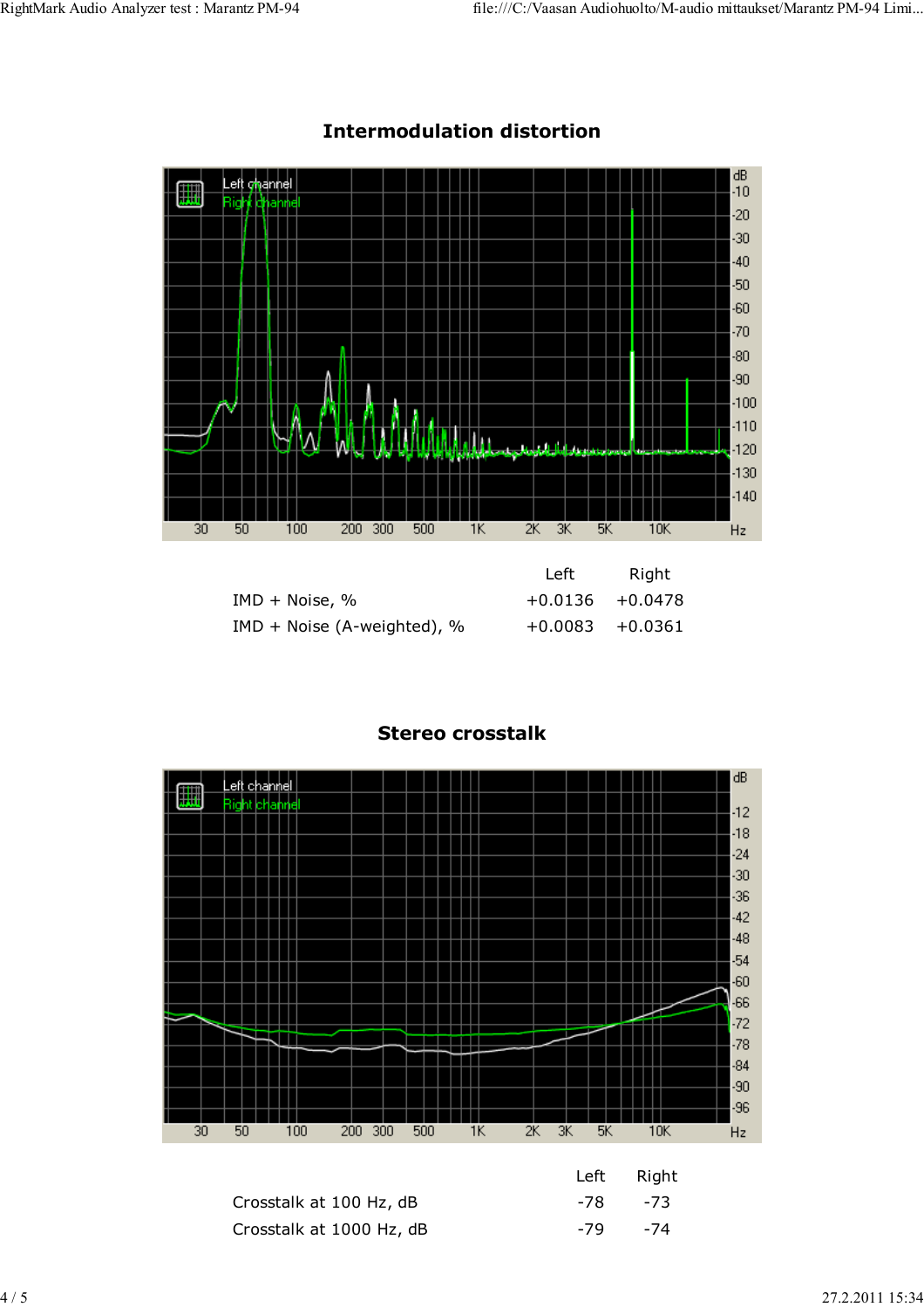## Intermodulation distortion

| | Left | Right |
|---|---|---|
| IMD + Noise, % | +0.0136 | +0.0478 |
| IMD + Noise (A-weighted), % | +0.0083 | +0.0361 |

## Stereo crosstalk

| | Left | Right |
|---|---|---|
| Crosstalk at 100 Hz, dB | -78 | -73 |
| Crosstalk at 1000 Hz, dB | -79 | -74 |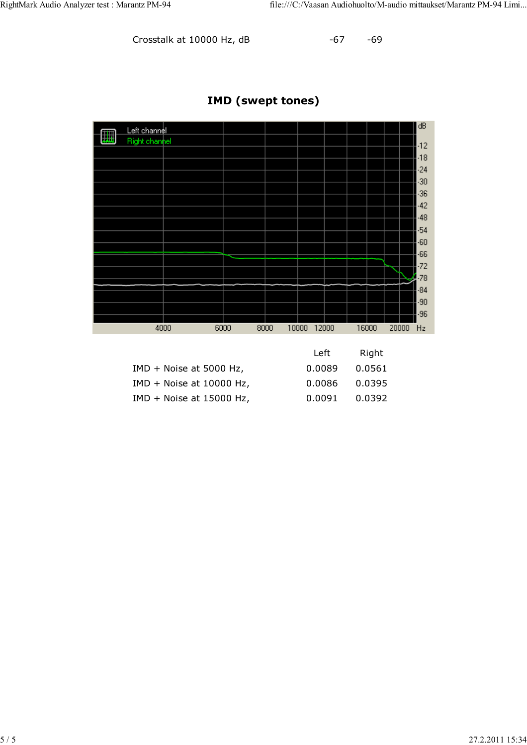| | | |
|---|---|---|
| Crosstalk at 10000 Hz, dB | -67 | -69 |

## IMD (swept tones)

Left channel
Right channel

dB
-12
-18
-24
-30
-36
-42
-48
-54
-60
-66
-72
-78
-84
-90
-96

4000 6000 8000 10000 12000 16000 20000 Hz

| | Left | Right |
|---|---|---|
| IMD + Noise at 5000 Hz, | 0.0089 | 0.0561 |
| IMD + Noise at 10000 Hz, | 0.0086 | 0.0395 |
| IMD + Noise at 15000 Hz, | 0.0091 | 0.0392 |